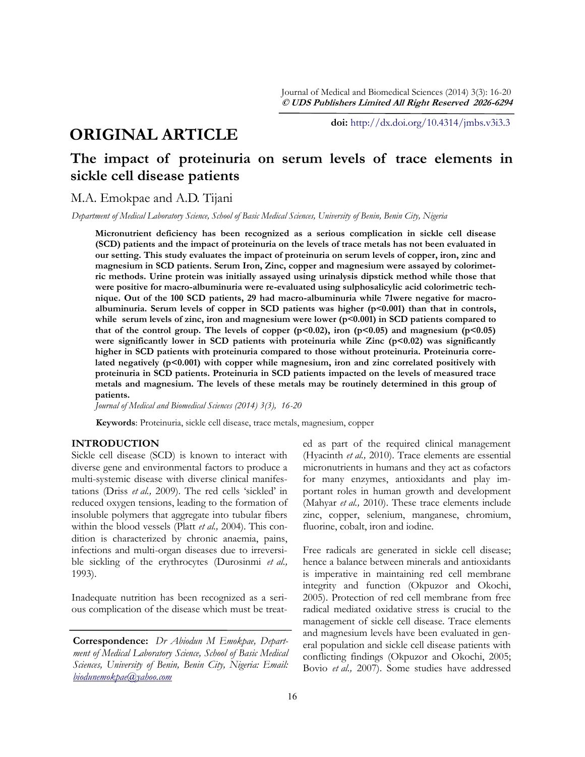**doi:** http://dx.doi.org/10.4314/jmbs.v3i3.3

# ORIGINAL ARTICLE

## The impact of proteinuria on serum levels of trace elements in sickle cell disease patients

M.A. Emokpae and A.D. Tijani

*Department of Medical Laboratory Science, School of Basic Medical Sciences, University of Benin, Benin City, Nigeria*

**Micronutrient deficiency has been recognized as a serious complication in sickle cell disease (SCD) patients and the impact of proteinuria on the levels of trace metals has not been evaluated in our setting. This study evaluates the impact of proteinuria on serum levels of copper, iron, zinc and magnesium in SCD patients. Serum Iron, Zinc, copper and magnesium were assayed by colorimetric methods. Urine protein was initially assayed using urinalysis dipstick method while those that were positive for macro-albuminuria were re-evaluated using sulphosalicylic acid colorimetric technique. Out of the 100 SCD patients, 29 had macro-albuminuria while 71were negative for macro-albuminuria. Serum levels of copper in SCD patients was higher ($p<0.001$) than that in controls, while serum levels of zinc, iron and magnesium were lower ($p<0.001$) in SCD patients compared to that of the control group. The levels of copper ($p<0.02$), iron ($p<0.05$) and magnesium ($p<0.05$) were significantly lower in SCD patients with proteinuria while Zinc ($p<0.02$) was significantly higher in SCD patients with proteinuria compared to those without proteinuria. Proteinuria correlated negatively ($p<0.001$) with copper while magnesium, iron and zinc correlated positively with proteinuria in SCD patients. Proteinuria in SCD patients impacted on the levels of measured trace metals and magnesium. The levels of these metals may be routinely determined in this group of patients.**

*Journal of Medical and Biomedical Sciences (2014) 3(3), 16-20*

**Keywords**: Proteinuria, sickle cell disease, trace metals, magnesium, copper

## INTRODUCTION

Sickle cell disease (SCD) is known to interact with diverse gene and environmental factors to produce a multi-systemic disease with diverse clinical manifestations (Driss *et al.,* 2009). The red cells 'sickled' in reduced oxygen tensions, leading to the formation of insoluble polymers that aggregate into tubular fibers within the blood vessels (Platt *et al.,* 2004). This condition is characterized by chronic anaemia, pains, infections and multi-organ diseases due to irreversible sickling of the erythrocytes (Durosinmi *et al.,* 1993).

Inadequate nutrition has been recognized as a serious complication of the disease which must be treated as part of the required clinical management (Hyacinth *et al.,* 2010). Trace elements are essential micronutrients in humans and they act as cofactors for many enzymes, antioxidants and play important roles in human growth and development (Mahyar *et al.,* 2010). These trace elements include zinc, copper, selenium, manganese, chromium, fluorine, cobalt, iron and iodine.

Free radicals are generated in sickle cell disease; hence a balance between minerals and antioxidants is imperative in maintaining red cell membrane integrity and function (Okpuzor and Okochi, 2005). Protection of red cell membrane from free radical mediated oxidative stress is crucial to the management of sickle cell disease. Trace elements and magnesium levels have been evaluated in general population and sickle cell disease patients with conflicting findings (Okpuzor and Okochi, 2005; Bovio *et al.,* 2007). Some studies have addressed

**Correspondence:** *Dr Abiodun M Emokpae, Department of Medical Laboratory Science, School of Basic Medical Sciences, University of Benin, Benin City, Nigeria: Email: biodunemokpae@yahoo.com*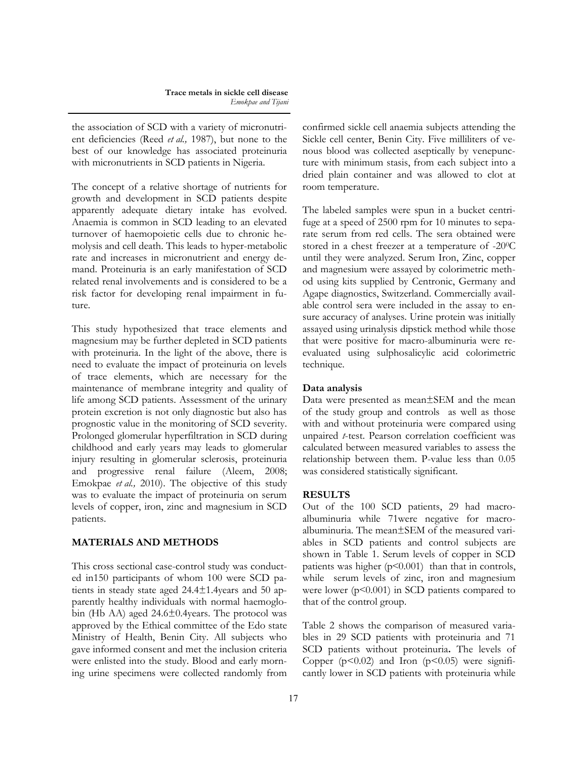the association of SCD with a variety of micronutrient deficiencies (Reed *et al.,* 1987), but none to the best of our knowledge has associated proteinuria with micronutrients in SCD patients in Nigeria.

The concept of a relative shortage of nutrients for growth and development in SCD patients despite apparently adequate dietary intake has evolved. Anaemia is common in SCD leading to an elevated turnover of haemopoietic cells due to chronic hemolysis and cell death. This leads to hyper-metabolic rate and increases in micronutrient and energy demand. Proteinuria is an early manifestation of SCD related renal involvements and is considered to be a risk factor for developing renal impairment in future.

This study hypothesized that trace elements and magnesium may be further depleted in SCD patients with proteinuria. In the light of the above, there is need to evaluate the impact of proteinuria on levels of trace elements, which are necessary for the maintenance of membrane integrity and quality of life among SCD patients. Assessment of the urinary protein excretion is not only diagnostic but also has prognostic value in the monitoring of SCD severity. Prolonged glomerular hyperfiltration in SCD during childhood and early years may leads to glomerular injury resulting in glomerular sclerosis, proteinuria and progressive renal failure (Aleem, 2008; Emokpae *et al.,* 2010). The objective of this study was to evaluate the impact of proteinuria on serum levels of copper, iron, zinc and magnesium in SCD patients.

## MATERIALS AND METHODS

This cross sectional case-control study was conducted in150 participants of whom 100 were SCD patients in steady state aged 24.4±1.4years and 50 apparently healthy individuals with normal haemoglobin (Hb AA) aged 24.6±0.4years. The protocol was approved by the Ethical committee of the Edo state Ministry of Health, Benin City. All subjects who gave informed consent and met the inclusion criteria were enlisted into the study. Blood and early morning urine specimens were collected randomly from confirmed sickle cell anaemia subjects attending the Sickle cell center, Benin City. Five milliliters of venous blood was collected aseptically by venepuncture with minimum stasis, from each subject into a dried plain container and was allowed to clot at room temperature.

The labeled samples were spun in a bucket centrifuge at a speed of 2500 rpm for 10 minutes to separate serum from red cells. The sera obtained were stored in a chest freezer at a temperature of -20$^0$C until they were analyzed. Serum Iron, Zinc, copper and magnesium were assayed by colorimetric method using kits supplied by Centronic, Germany and Agape diagnostics, Switzerland. Commercially available control sera were included in the assay to ensure accuracy of analyses. Urine protein was initially assayed using urinalysis dipstick method while those that were positive for macro-albuminuria were re-evaluated using sulphosalicylic acid colorimetric technique.

### Data analysis

Data were presented as mean±SEM and the mean of the study group and controls as well as those with and without proteinuria were compared using unpaired *t*-test. Pearson correlation coefficient was calculated between measured variables to assess the relationship between them. P-value less than 0.05 was considered statistically significant.

## RESULTS

Out of the 100 SCD patients, 29 had macro-albuminuria while 71were negative for macro-albuminuria. The mean±SEM of the measured variables in SCD patients and control subjects are shown in Table 1. Serum levels of copper in SCD patients was higher ($p<0.001$) than that in controls, while serum levels of zinc, iron and magnesium were lower ($p<0.001$) in SCD patients compared to that of the control group.

Table 2 shows the comparison of measured variables in 29 SCD patients with proteinuria and 71 SCD patients without proteinuria**.** The levels of Copper ($p<0.02$) and Iron ($p<0.05$) were significantly lower in SCD patients with proteinuria while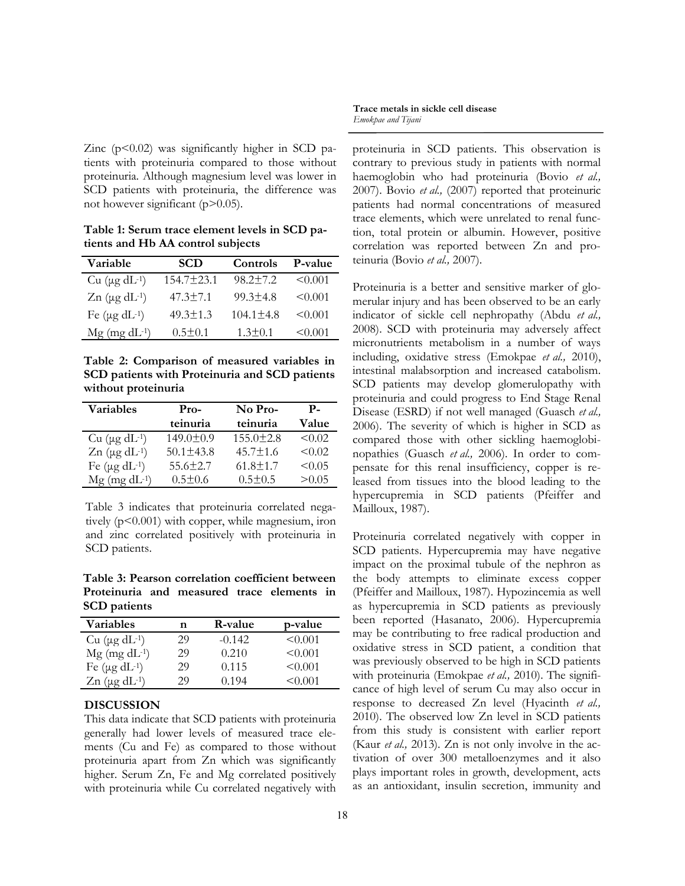Zinc ($p<0.02$) was significantly higher in SCD patients with proteinuria compared to those without proteinuria. Although magnesium level was lower in SCD patients with proteinuria, the difference was not however significant ($p>0.05$).

**Table 1: Serum trace element levels in SCD patients and Hb AA control subjects**

| Variable | SCD | Controls | P-value |
|---|---|---|---|
| Cu ($\mu g\ dL^{-1}$) | 154.7±23.1 | 98.2±7.2 | <0.001 |
| Zn ($\mu g\ dL^{-1}$) | 47.3±7.1 | 99.3±4.8 | <0.001 |
| Fe ($\mu g\ dL^{-1}$) | 49.3±1.3 | 104.1±4.8 | <0.001 |
| Mg ($mg\ dL^{-1}$) | 0.5±0.1 | 1.3±0.1 | <0.001 |

**Table 2: Comparison of measured variables in SCD patients with Proteinuria and SCD patients without proteinuria**

| Variables | Proteinuria | No Proteinuria | P-Value |
|---|---|---|---|
| Cu ($\mu g\ dL^{-1}$) | 149.0±0.9 | 155.0±2.8 | <0.02 |
| Zn ($\mu g\ dL^{-1}$) | 50.1±43.8 | 45.7±1.6 | <0.02 |
| Fe ($\mu g\ dL^{-1}$) | 55.6±2.7 | 61.8±1.7 | <0.05 |
| Mg ($mg\ dL^{-1}$) | 0.5±0.6 | 0.5±0.5 | >0.05 |

Table 3 indicates that proteinuria correlated negatively ($p<0.001$) with copper, while magnesium, iron and zinc correlated positively with proteinuria in SCD patients.

**Table 3: Pearson correlation coefficient between Proteinuria and measured trace elements in SCD patients**

| Variables | n | R-value | p-value |
|---|---|---|---|
| Cu ($\mu g\ dL^{-1}$) | 29 | -0.142 | <0.001 |
| Mg ($mg\ dL^{-1}$) | 29 | 0.210 | <0.001 |
| Fe ($\mu g\ dL^{-1}$) | 29 | 0.115 | <0.001 |
| Zn ($\mu g\ dL^{-1}$) | 29 | 0.194 | <0.001 |

## DISCUSSION

This data indicate that SCD patients with proteinuria generally had lower levels of measured trace elements (Cu and Fe) as compared to those without proteinuria apart from Zn which was significantly higher. Serum Zn, Fe and Mg correlated positively with proteinuria while Cu correlated negatively with proteinuria in SCD patients. This observation is contrary to previous study in patients with normal haemoglobin who had proteinuria (Bovio *et al.,* 2007). Bovio *et al.,* (2007) reported that proteinuric patients had normal concentrations of measured trace elements, which were unrelated to renal function, total protein or albumin. However, positive correlation was reported between Zn and proteinuria (Bovio *et al.,* 2007).

Proteinuria is a better and sensitive marker of glomerular injury and has been observed to be an early indicator of sickle cell nephropathy (Abdu *et al.,* 2008). SCD with proteinuria may adversely affect micronutrients metabolism in a number of ways including, oxidative stress (Emokpae *et al.,* 2010), intestinal malabsorption and increased catabolism. SCD patients may develop glomerulopathy with proteinuria and could progress to End Stage Renal Disease (ESRD) if not well managed (Guasch *et al.,* 2006). The severity of which is higher in SCD as compared those with other sickling haemoglobinopathies (Guasch *et al.,* 2006). In order to compensate for this renal insufficiency, copper is released from tissues into the blood leading to the hypercupremia in SCD patients (Pfeiffer and Mailloux, 1987).

Proteinuria correlated negatively with copper in SCD patients. Hypercupremia may have negative impact on the proximal tubule of the nephron as the body attempts to eliminate excess copper (Pfeiffer and Mailloux, 1987). Hypozincemia as well as hypercupremia in SCD patients as previously been reported (Hasanato, 2006). Hypercupremia may be contributing to free radical production and oxidative stress in SCD patient, a condition that was previously observed to be high in SCD patients with proteinuria (Emokpae *et al.,* 2010). The significance of high level of serum Cu may also occur in response to decreased Zn level (Hyacinth *et al.,* 2010). The observed low Zn level in SCD patients from this study is consistent with earlier report (Kaur *et al.,* 2013). Zn is not only involve in the activation of over 300 metalloenzymes and it also plays important roles in growth, development, acts as an antioxidant, insulin secretion, immunity and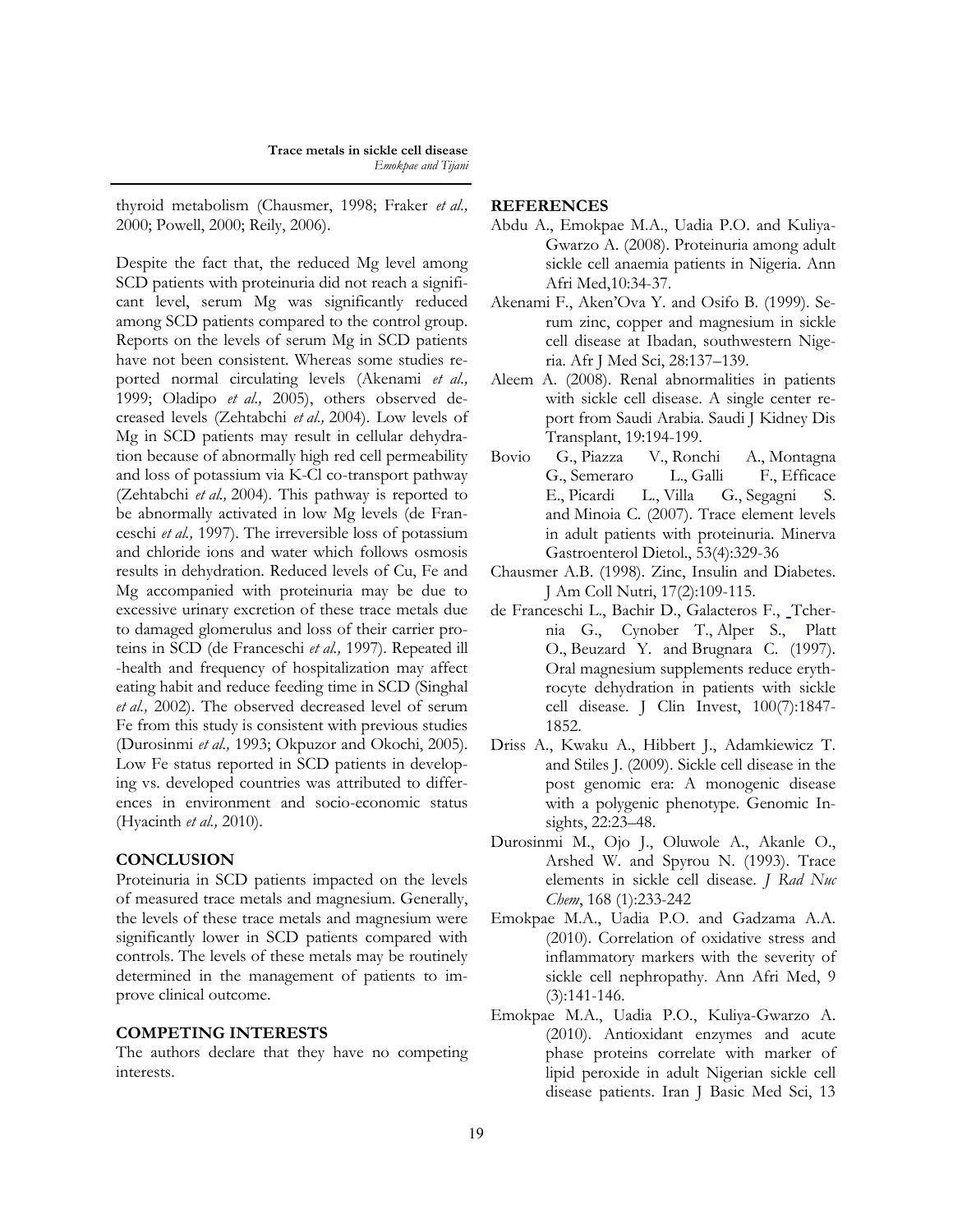thyroid metabolism (Chausmer, 1998; Fraker *et al.,* 2000; Powell, 2000; Reily, 2006).

Despite the fact that, the reduced Mg level among SCD patients with proteinuria did not reach a significant level, serum Mg was significantly reduced among SCD patients compared to the control group. Reports on the levels of serum Mg in SCD patients have not been consistent. Whereas some studies reported normal circulating levels (Akenami *et al.,* 1999; Oladipo *et al.,* 2005), others observed decreased levels (Zehtabchi *et al.,* 2004). Low levels of Mg in SCD patients may result in cellular dehydration because of abnormally high red cell permeability and loss of potassium via K-Cl co-transport pathway (Zehtabchi *et al.,* 2004). This pathway is reported to be abnormally activated in low Mg levels (de Franceschi *et al.,* 1997). The irreversible loss of potassium and chloride ions and water which follows osmosis results in dehydration. Reduced levels of Cu, Fe and Mg accompanied with proteinuria may be due to excessive urinary excretion of these trace metals due to damaged glomerulus and loss of their carrier proteins in SCD (de Franceschi *et al.,* 1997). Repeated ill-health and frequency of hospitalization may affect eating habit and reduce feeding time in SCD (Singhal *et al.,* 2002). The observed decreased level of serum Fe from this study is consistent with previous studies (Durosinmi *et al.,* 1993; Okpuzor and Okochi, 2005). Low Fe status reported in SCD patients in developing vs. developed countries was attributed to differences in environment and socio-economic status (Hyacinth *et al.,* 2010).

## CONCLUSION

Proteinuria in SCD patients impacted on the levels of measured trace metals and magnesium. Generally, the levels of these trace metals and magnesium were significantly lower in SCD patients compared with controls. The levels of these metals may be routinely determined in the management of patients to improve clinical outcome.

## COMPETING INTERESTS

The authors declare that they have no competing interests.

## REFERENCES

Abdu A., Emokpae M.A., Uadia P.O. and Kuliya-Gwarzo A. (2008). Proteinuria among adult sickle cell anaemia patients in Nigeria. Ann Afri Med,10:34-37.

Akenami F., Aken'Ova Y. and Osifo B. (1999). Serum zinc, copper and magnesium in sickle cell disease at Ibadan, southwestern Nigeria. Afr J Med Sci, 28:137–139.

Aleem A. (2008). Renal abnormalities in patients with sickle cell disease. A single center report from Saudi Arabia. Saudi J Kidney Dis Transplant, 19:194-199.

Bovio G., Piazza V., Ronchi A., Montagna G., Semeraro L., Galli F., Efficace E., Picardi L., Villa G., Segagni S. and Minoia C. (2007). Trace element levels in adult patients with proteinuria. Minerva Gastroenterol Dietol., 53(4):329-36

Chausmer A.B. (1998). Zinc, Insulin and Diabetes. J Am Coll Nutri, 17(2):109-115.

de Franceschi L., Bachir D., Galacteros F., Tchernia G., Cynober T., Alper S., Platt O., Beuzard Y. and Brugnara C. (1997). Oral magnesium supplements reduce erythrocyte dehydration in patients with sickle cell disease. J Clin Invest, 100(7):1847-1852.

Driss A., Kwaku A., Hibbert J., Adamkiewicz T. and Stiles J. (2009). Sickle cell disease in the post genomic era: A monogenic disease with a polygenic phenotype. Genomic Insights, 22:23–48.

Durosinmi M., Ojo J., Oluwole A., Akanle O., Arshed W. and Spyrou N. (1993). Trace elements in sickle cell disease. *J Rad Nuc Chem*, 168 (1):233-242

Emokpae M.A., Uadia P.O. and Gadzama A.A. (2010). Correlation of oxidative stress and inflammatory markers with the severity of sickle cell nephropathy. Ann Afri Med, 9 (3):141-146.

Emokpae M.A., Uadia P.O., Kuliya-Gwarzo A. (2010). Antioxidant enzymes and acute phase proteins correlate with marker of lipid peroxide in adult Nigerian sickle cell disease patients. Iran J Basic Med Sci, 13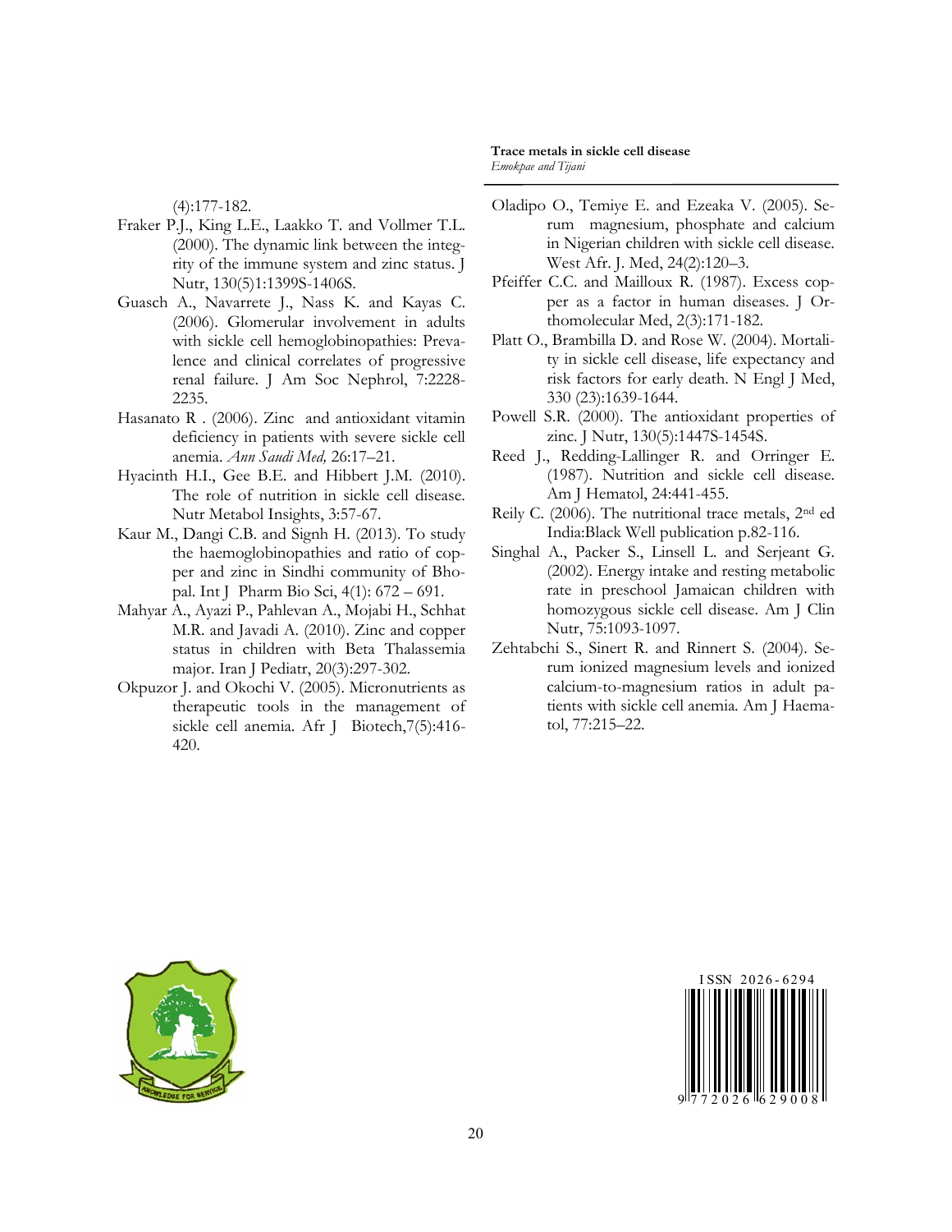(4):177-182.

Fraker P.J., King L.E., Laakko T. and Vollmer T.L. (2000). The dynamic link between the integrity of the immune system and zinc status. J Nutr, 130(5)1:1399S-1406S.

Guasch A., Navarrete J., Nass K. and Kayas C. (2006). Glomerular involvement in adults with sickle cell hemoglobinopathies: Prevalence and clinical correlates of progressive renal failure. J Am Soc Nephrol, 7:2228-2235.

Hasanato R . (2006). Zinc and antioxidant vitamin deficiency in patients with severe sickle cell anemia. *Ann Saudi Med,* 26:17–21.

Hyacinth H.I., Gee B.E. and Hibbert J.M. (2010). The role of nutrition in sickle cell disease. Nutr Metabol Insights, 3:57-67.

Kaur M., Dangi C.B. and Signh H. (2013). To study the haemoglobinopathies and ratio of copper and zinc in Sindhi community of Bhopal. Int J Pharm Bio Sci, 4(1): 672 – 691.

Mahyar A., Ayazi P., Pahlevan A., Mojabi H., Schhat M.R. and Javadi A. (2010). Zinc and copper status in children with Beta Thalassemia major. Iran J Pediatr, 20(3):297-302.

Okpuzor J. and Okochi V. (2005). Micronutrients as therapeutic tools in the management of sickle cell anemia. Afr J Biotech,7(5):416-420.

Oladipo O., Temiye E. and Ezeaka V. (2005). Serum magnesium, phosphate and calcium in Nigerian children with sickle cell disease. West Afr. J. Med, 24(2):120–3.

Pfeiffer C.C. and Mailloux R. (1987). Excess copper as a factor in human diseases. J Orthomolecular Med, 2(3):171-182.

Platt O., Brambilla D. and Rose W. (2004). Mortality in sickle cell disease, life expectancy and risk factors for early death. N Engl J Med, 330 (23):1639-1644.

Powell S.R. (2000). The antioxidant properties of zinc. J Nutr, 130(5):1447S-1454S.

Reed J., Redding-Lallinger R. and Orringer E. (1987). Nutrition and sickle cell disease. Am J Hematol, 24:441-455.

Reily C. (2006). The nutritional trace metals, 2nd ed India:Black Well publication p.82-116.

Singhal A., Packer S., Linsell L. and Serjeant G. (2002). Energy intake and resting metabolic rate in preschool Jamaican children with homozygous sickle cell disease. Am J Clin Nutr, 75:1093-1097.

Zehtabchi S., Sinert R. and Rinnert S. (2004). Serum ionized magnesium levels and ionized calcium-to-magnesium ratios in adult patients with sickle cell anemia. Am J Haematol, 77:215–22.

ISSN 2026-6294